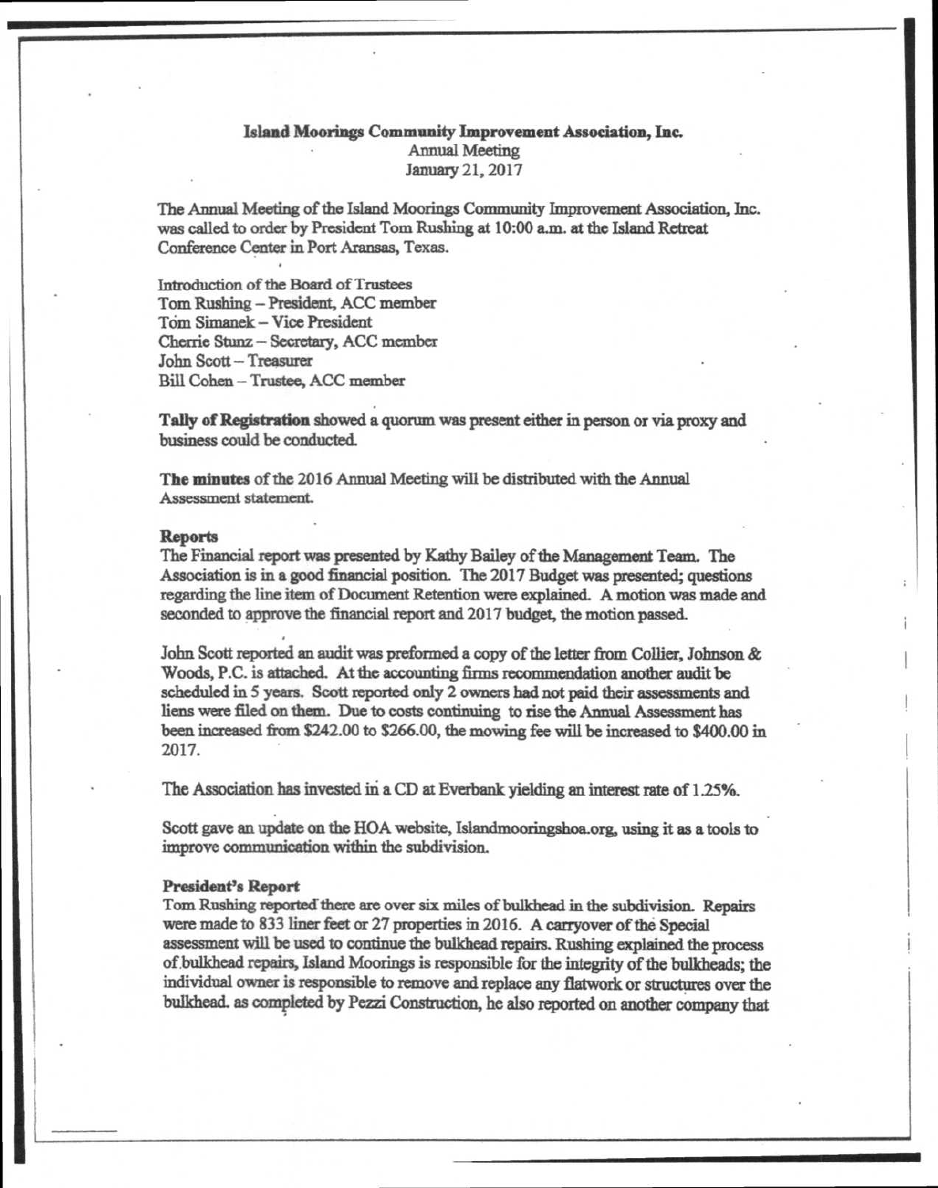**Island Moorings Community Improvement Association, Inc.**
Annual Meeting
January 21, 2017

The Annual Meeting of the Island Moorings Community Improvement Association, Inc. was called to order by President Tom Rushing at 10:00 a.m. at the Island Retreat Conference Center in Port Aransas, Texas.

Introduction of the Board of Trustees
Tom Rushing – President, ACC member
Tom Simanek – Vice President
Cherrie Stunz – Secretary, ACC member
John Scott – Treasurer
Bill Cohen – Trustee, ACC member

**Tally of Registration** showed a quorum was present either in person or via proxy and business could be conducted.

**The minutes** of the 2016 Annual Meeting will be distributed with the Annual Assessment statement.

**Reports**
The Financial report was presented by Kathy Bailey of the Management Team. The Association is in a good financial position. The 2017 Budget was presented; questions regarding the line item of Document Retention were explained. A motion was made and seconded to approve the financial report and 2017 budget, the motion passed.

John Scott reported an audit was preformed a copy of the letter from Collier, Johnson & Woods, P.C. is attached. At the accounting firms recommendation another audit be scheduled in 5 years. Scott reported only 2 owners had not paid their assessments and liens were filed on them. Due to costs continuing to rise the Annual Assessment has been increased from $242.00 to $266.00, the mowing fee will be increased to $400.00 in 2017.

The Association has invested in a CD at Everbank yielding an interest rate of 1.25%.

Scott gave an update on the HOA website, Islandmooringshoa.org, using it as a tools to improve communication within the subdivision.

**President's Report**
Tom Rushing reported there are over six miles of bulkhead in the subdivision. Repairs were made to 833 liner feet or 27 properties in 2016. A carryover of the Special assessment will be used to continue the bulkhead repairs. Rushing explained the process of bulkhead repairs, Island Moorings is responsible for the integrity of the bulkheads; the individual owner is responsible to remove and replace any flatwork or structures over the bulkhead. as completed by Pezzi Construction, he also reported on another company that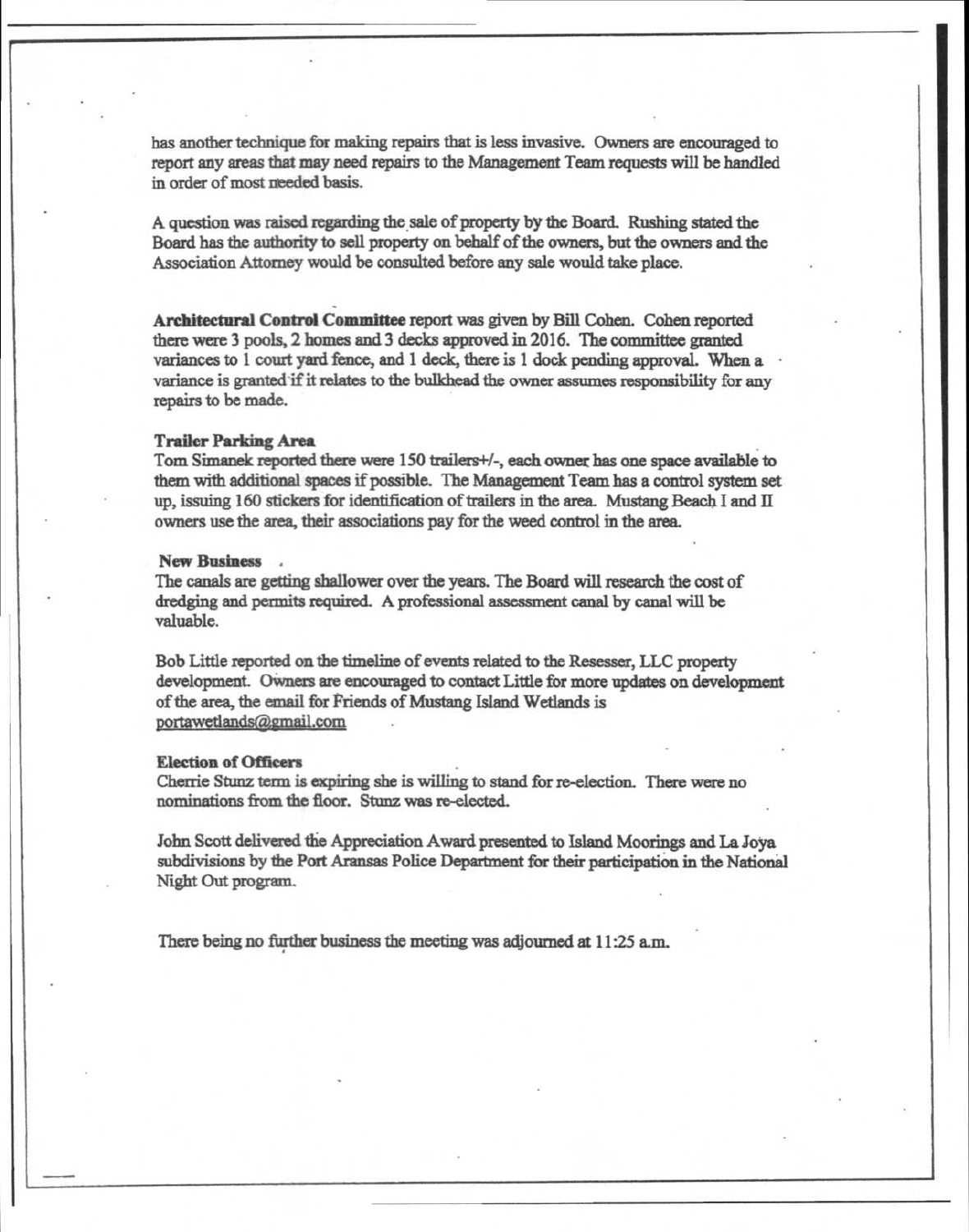has another technique for making repairs that is less invasive. Owners are encouraged to report any areas that may need repairs to the Management Team requests will be handled in order of most needed basis.

A question was raised regarding the sale of property by the Board. Rushing stated the Board has the authority to sell property on behalf of the owners, but the owners and the Association Attorney would be consulted before any sale would take place.

**Architectural Control Committee** report was given by Bill Cohen. Cohen reported there were 3 pools, 2 homes and 3 decks approved in 2016. The committee granted variances to 1 court yard fence, and 1 deck, there is 1 dock pending approval. When a variance is granted if it relates to the bulkhead the owner assumes responsibility for any repairs to be made.

**Trailer Parking Area**
Tom Simanek reported there were 150 trailers+/-, each owner has one space available to them with additional spaces if possible. The Management Team has a control system set up, issuing 160 stickers for identification of trailers in the area. Mustang Beach I and II owners use the area, their associations pay for the weed control in the area.

**New Business**
The canals are getting shallower over the years. The Board will research the cost of dredging and permits required. A professional assessment canal by canal will be valuable.

Bob Little reported on the timeline of events related to the Resesser, LLC property development. Owners are encouraged to contact Little for more updates on development of the area, the email for Friends of Mustang Island Wetlands is portawetlands@gmail.com

**Election of Officers**
Cherrie Stunz term is expiring she is willing to stand for re-election. There were no nominations from the floor. Stunz was re-elected.

John Scott delivered the Appreciation Award presented to Island Moorings and La Joya subdivisions by the Port Aransas Police Department for their participation in the National Night Out program.

There being no further business the meeting was adjourned at 11:25 a.m.